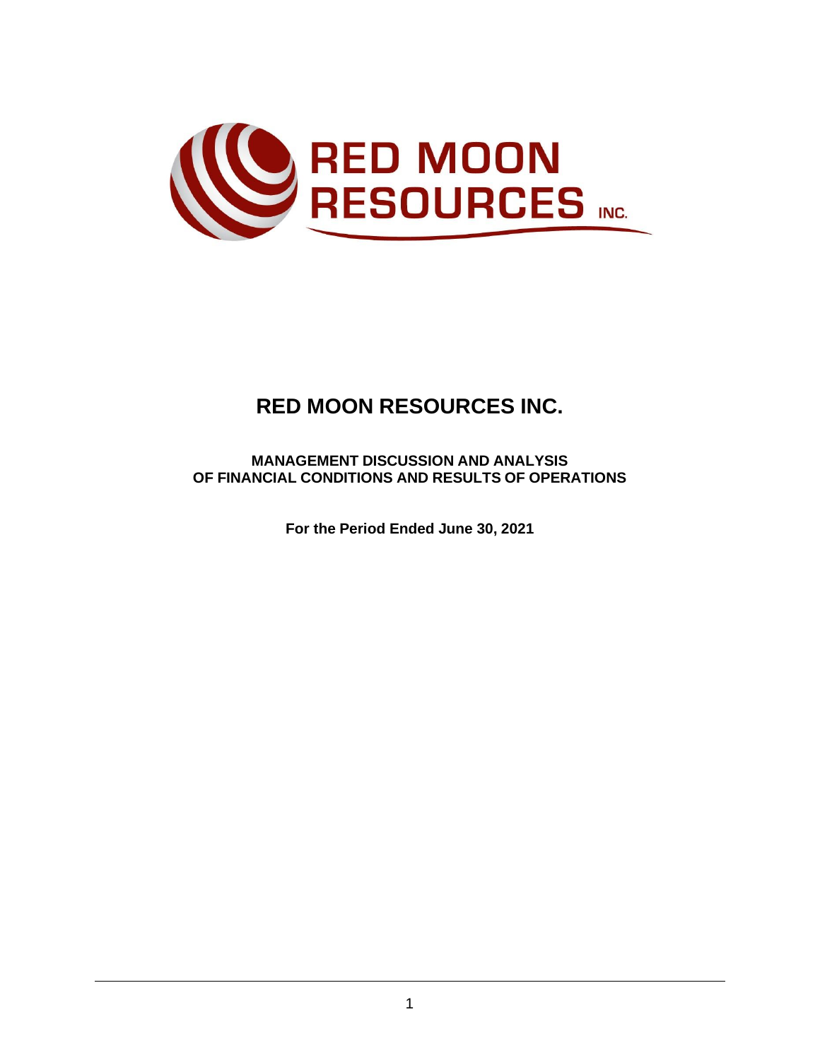# RED MOON RESOURCES INC.

**MANAGEMENT DISCUSSION AND ANALYSIS**
**OF FINANCIAL CONDITIONS AND RESULTS OF OPERATIONS**

**For the Period Ended June 30, 2021**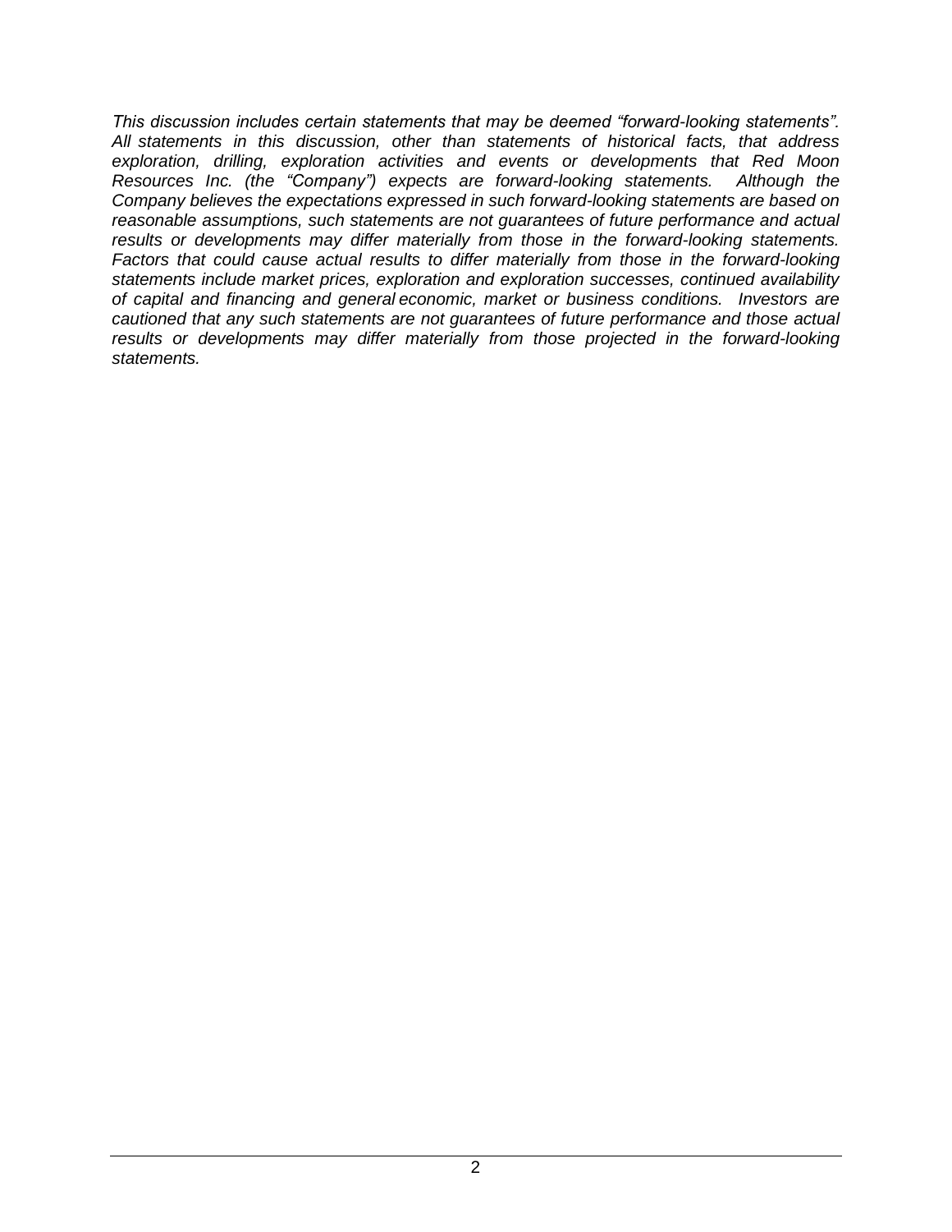*This discussion includes certain statements that may be deemed "forward-looking statements". All statements in this discussion, other than statements of historical facts, that address exploration, drilling, exploration activities and events or developments that Red Moon Resources Inc. (the "Company") expects are forward-looking statements. Although the Company believes the expectations expressed in such forward-looking statements are based on reasonable assumptions, such statements are not guarantees of future performance and actual results or developments may differ materially from those in the forward-looking statements. Factors that could cause actual results to differ materially from those in the forward-looking statements include market prices, exploration and exploration successes, continued availability of capital and financing and general economic, market or business conditions. Investors are cautioned that any such statements are not guarantees of future performance and those actual results or developments may differ materially from those projected in the forward-looking statements.*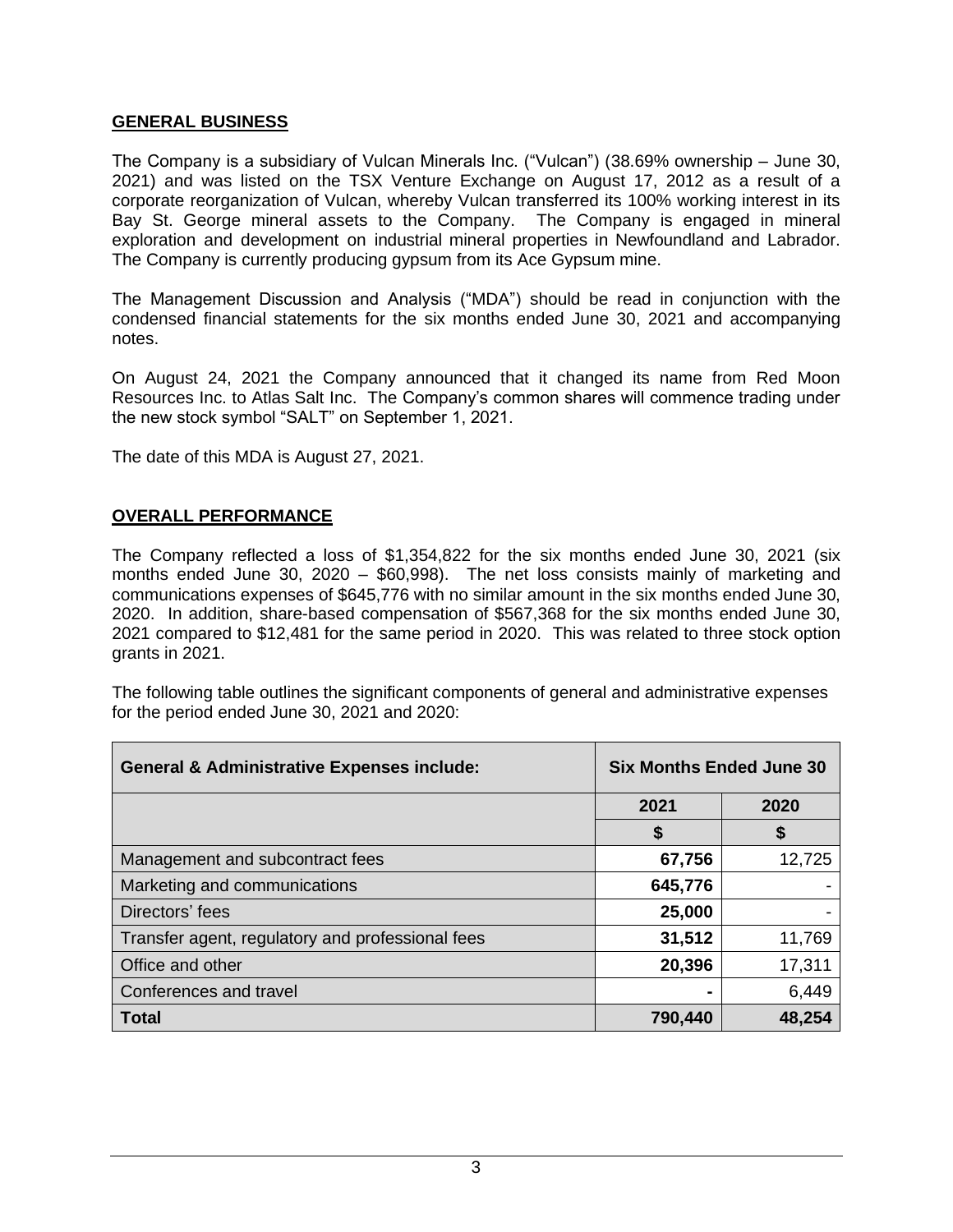## GENERAL BUSINESS

The Company is a subsidiary of Vulcan Minerals Inc. ("Vulcan") (38.69% ownership – June 30, 2021) and was listed on the TSX Venture Exchange on August 17, 2012 as a result of a corporate reorganization of Vulcan, whereby Vulcan transferred its 100% working interest in its Bay St. George mineral assets to the Company. The Company is engaged in mineral exploration and development on industrial mineral properties in Newfoundland and Labrador. The Company is currently producing gypsum from its Ace Gypsum mine.

The Management Discussion and Analysis ("MDA") should be read in conjunction with the condensed financial statements for the six months ended June 30, 2021 and accompanying notes.

On August 24, 2021 the Company announced that it changed its name from Red Moon Resources Inc. to Atlas Salt Inc. The Company's common shares will commence trading under the new stock symbol "SALT" on September 1, 2021.

The date of this MDA is August 27, 2021.

## OVERALL PERFORMANCE

The Company reflected a loss of $1,354,822 for the six months ended June 30, 2021 (six months ended June 30, 2020 – $60,998). The net loss consists mainly of marketing and communications expenses of $645,776 with no similar amount in the six months ended June 30, 2020. In addition, share-based compensation of $567,368 for the six months ended June 30, 2021 compared to $12,481 for the same period in 2020. This was related to three stock option grants in 2021.

The following table outlines the significant components of general and administrative expenses for the period ended June 30, 2021 and 2020:

| General & Administrative Expenses include: | Six Months Ended June 30 | |
|---|---|---|
| | 2021 | 2020 |
| | $ | $ |
| Management and subcontract fees | **67,756** | 12,725 |
| Marketing and communications | **645,776** | - |
| Directors' fees | **25,000** | - |
| Transfer agent, regulatory and professional fees | **31,512** | 11,769 |
| Office and other | **20,396** | 17,311 |
| Conferences and travel | **-** | 6,449 |
| **Total** | **790,440** | **48,254** |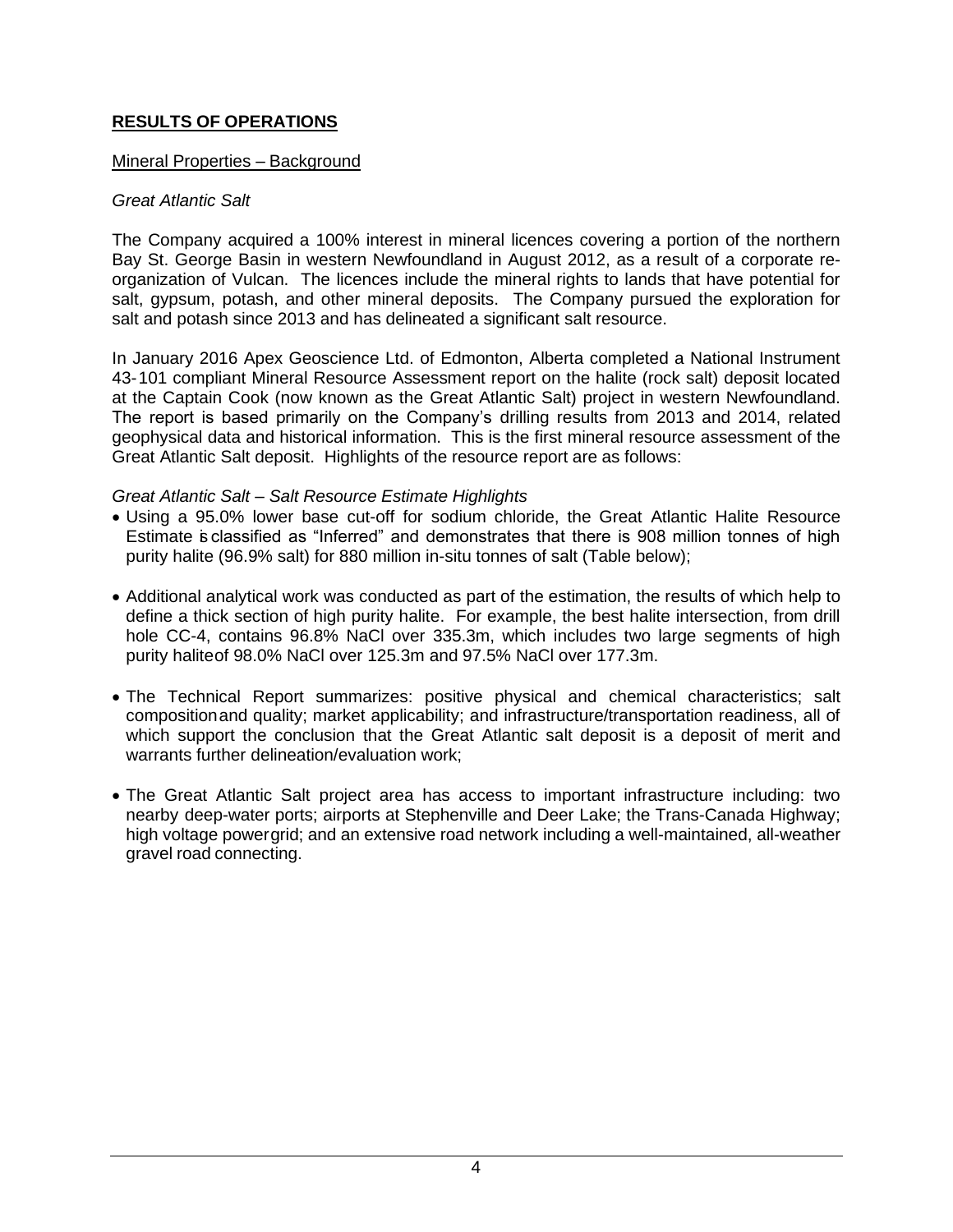## RESULTS OF OPERATIONS

### Mineral Properties – Background

*Great Atlantic Salt*

The Company acquired a 100% interest in mineral licences covering a portion of the northern Bay St. George Basin in western Newfoundland in August 2012, as a result of a corporate re-organization of Vulcan. The licences include the mineral rights to lands that have potential for salt, gypsum, potash, and other mineral deposits. The Company pursued the exploration for salt and potash since 2013 and has delineated a significant salt resource.

In January 2016 Apex Geoscience Ltd. of Edmonton, Alberta completed a National Instrument 43-101 compliant Mineral Resource Assessment report on the halite (rock salt) deposit located at the Captain Cook (now known as the Great Atlantic Salt) project in western Newfoundland. The report is based primarily on the Company's drilling results from 2013 and 2014, related geophysical data and historical information. This is the first mineral resource assessment of the Great Atlantic Salt deposit. Highlights of the resource report are as follows:

*Great Atlantic Salt – Salt Resource Estimate Highlights*

- Using a 95.0% lower base cut-off for sodium chloride, the Great Atlantic Halite Resource Estimate is classified as "Inferred" and demonstrates that there is 908 million tonnes of high purity halite (96.9% salt) for 880 million in-situ tonnes of salt (Table below);

- Additional analytical work was conducted as part of the estimation, the results of which help to define a thick section of high purity halite. For example, the best halite intersection, from drill hole CC-4, contains 96.8% NaCl over 335.3m, which includes two large segments of high purity halite of 98.0% NaCl over 125.3m and 97.5% NaCl over 177.3m.

- The Technical Report summarizes: positive physical and chemical characteristics; salt composition and quality; market applicability; and infrastructure/transportation readiness, all of which support the conclusion that the Great Atlantic salt deposit is a deposit of merit and warrants further delineation/evaluation work;

- The Great Atlantic Salt project area has access to important infrastructure including: two nearby deep-water ports; airports at Stephenville and Deer Lake; the Trans-Canada Highway; high voltage power grid; and an extensive road network including a well-maintained, all-weather gravel road connecting.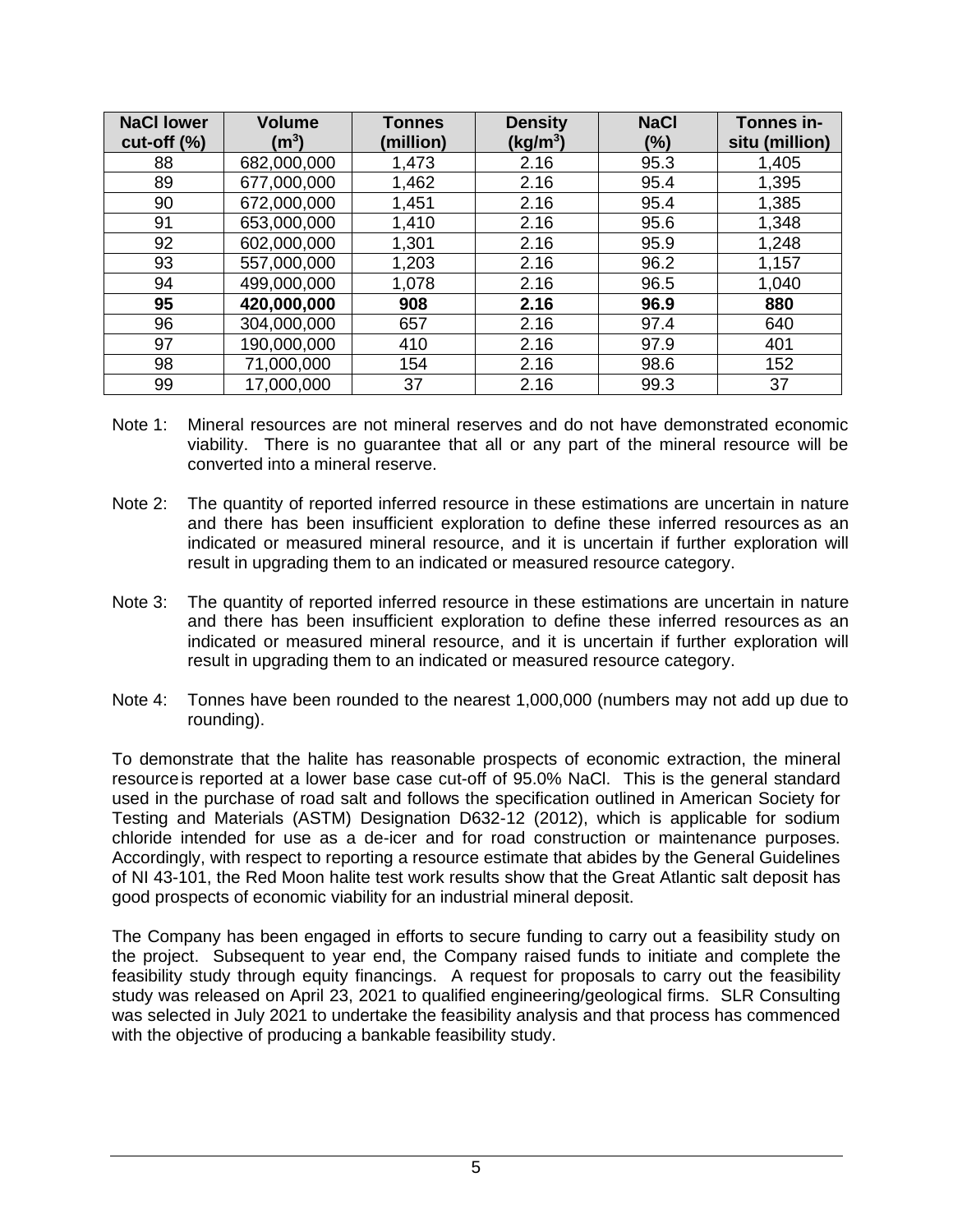| NaCl lower cut-off (%) | Volume ($m^3$) | Tonnes (million) | Density ($kg/m^3$) | NaCl (%) | Tonnes in-situ (million) |
|---|---|---|---|---|---|
| 88 | 682,000,000 | 1,473 | 2.16 | 95.3 | 1,405 |
| 89 | 677,000,000 | 1,462 | 2.16 | 95.4 | 1,395 |
| 90 | 672,000,000 | 1,451 | 2.16 | 95.4 | 1,385 |
| 91 | 653,000,000 | 1,410 | 2.16 | 95.6 | 1,348 |
| 92 | 602,000,000 | 1,301 | 2.16 | 95.9 | 1,248 |
| 93 | 557,000,000 | 1,203 | 2.16 | 96.2 | 1,157 |
| 94 | 499,000,000 | 1,078 | 2.16 | 96.5 | 1,040 |
| **95** | **420,000,000** | **908** | **2.16** | **96.9** | **880** |
| 96 | 304,000,000 | 657 | 2.16 | 97.4 | 640 |
| 97 | 190,000,000 | 410 | 2.16 | 97.9 | 401 |
| 98 | 71,000,000 | 154 | 2.16 | 98.6 | 152 |
| 99 | 17,000,000 | 37 | 2.16 | 99.3 | 37 |

Note 1: Mineral resources are not mineral reserves and do not have demonstrated economic viability. There is no guarantee that all or any part of the mineral resource will be converted into a mineral reserve.

Note 2: The quantity of reported inferred resource in these estimations are uncertain in nature and there has been insufficient exploration to define these inferred resources as an indicated or measured mineral resource, and it is uncertain if further exploration will result in upgrading them to an indicated or measured resource category.

Note 3: The quantity of reported inferred resource in these estimations are uncertain in nature and there has been insufficient exploration to define these inferred resources as an indicated or measured mineral resource, and it is uncertain if further exploration will result in upgrading them to an indicated or measured resource category.

Note 4: Tonnes have been rounded to the nearest 1,000,000 (numbers may not add up due to rounding).

To demonstrate that the halite has reasonable prospects of economic extraction, the mineral resource is reported at a lower base case cut-off of 95.0% NaCl. This is the general standard used in the purchase of road salt and follows the specification outlined in American Society for Testing and Materials (ASTM) Designation D632-12 (2012), which is applicable for sodium chloride intended for use as a de-icer and for road construction or maintenance purposes. Accordingly, with respect to reporting a resource estimate that abides by the General Guidelines of NI 43-101, the Red Moon halite test work results show that the Great Atlantic salt deposit has good prospects of economic viability for an industrial mineral deposit.

The Company has been engaged in efforts to secure funding to carry out a feasibility study on the project. Subsequent to year end, the Company raised funds to initiate and complete the feasibility study through equity financings. A request for proposals to carry out the feasibility study was released on April 23, 2021 to qualified engineering/geological firms. SLR Consulting was selected in July 2021 to undertake the feasibility analysis and that process has commenced with the objective of producing a bankable feasibility study.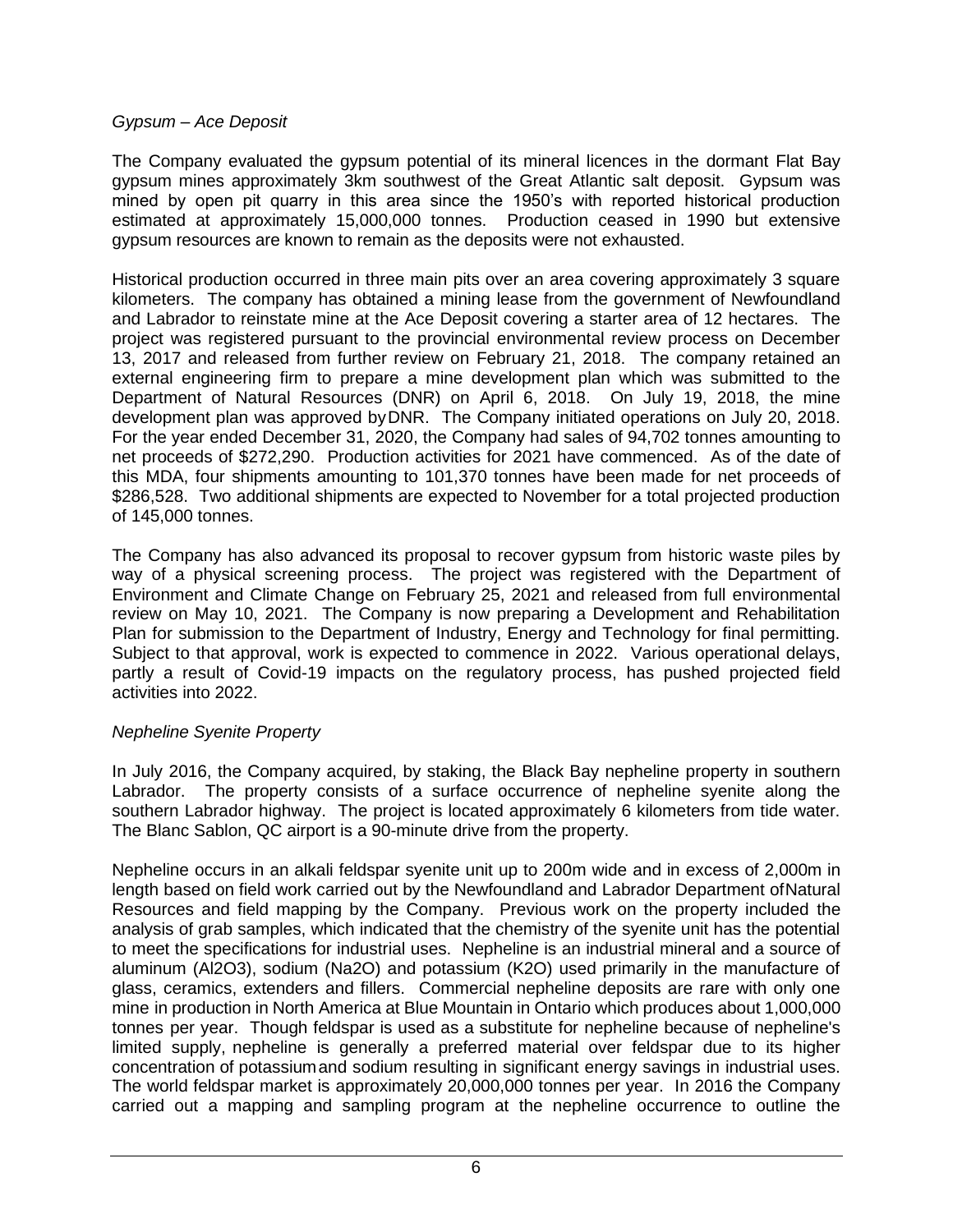*Gypsum – Ace Deposit*

The Company evaluated the gypsum potential of its mineral licences in the dormant Flat Bay gypsum mines approximately 3km southwest of the Great Atlantic salt deposit. Gypsum was mined by open pit quarry in this area since the 1950's with reported historical production estimated at approximately 15,000,000 tonnes. Production ceased in 1990 but extensive gypsum resources are known to remain as the deposits were not exhausted.

Historical production occurred in three main pits over an area covering approximately 3 square kilometers. The company has obtained a mining lease from the government of Newfoundland and Labrador to reinstate mine at the Ace Deposit covering a starter area of 12 hectares. The project was registered pursuant to the provincial environmental review process on December 13, 2017 and released from further review on February 21, 2018. The company retained an external engineering firm to prepare a mine development plan which was submitted to the Department of Natural Resources (DNR) on April 6, 2018. On July 19, 2018, the mine development plan was approved by DNR. The Company initiated operations on July 20, 2018. For the year ended December 31, 2020, the Company had sales of 94,702 tonnes amounting to net proceeds of $272,290. Production activities for 2021 have commenced. As of the date of this MDA, four shipments amounting to 101,370 tonnes have been made for net proceeds of $286,528. Two additional shipments are expected to November for a total projected production of 145,000 tonnes.

The Company has also advanced its proposal to recover gypsum from historic waste piles by way of a physical screening process. The project was registered with the Department of Environment and Climate Change on February 25, 2021 and released from full environmental review on May 10, 2021. The Company is now preparing a Development and Rehabilitation Plan for submission to the Department of Industry, Energy and Technology for final permitting. Subject to that approval, work is expected to commence in 2022. Various operational delays, partly a result of Covid-19 impacts on the regulatory process, has pushed projected field activities into 2022.

*Nepheline Syenite Property*

In July 2016, the Company acquired, by staking, the Black Bay nepheline property in southern Labrador. The property consists of a surface occurrence of nepheline syenite along the southern Labrador highway. The project is located approximately 6 kilometers from tide water. The Blanc Sablon, QC airport is a 90-minute drive from the property.

Nepheline occurs in an alkali feldspar syenite unit up to 200m wide and in excess of 2,000m in length based on field work carried out by the Newfoundland and Labrador Department of Natural Resources and field mapping by the Company. Previous work on the property included the analysis of grab samples, which indicated that the chemistry of the syenite unit has the potential to meet the specifications for industrial uses. Nepheline is an industrial mineral and a source of aluminum ($Al_2O_3$), sodium ($Na_2O$) and potassium ($K_2O$) used primarily in the manufacture of glass, ceramics, extenders and fillers. Commercial nepheline deposits are rare with only one mine in production in North America at Blue Mountain in Ontario which produces about 1,000,000 tonnes per year. Though feldspar is used as a substitute for nepheline because of nepheline's limited supply, nepheline is generally a preferred material over feldspar due to its higher concentration of potassium and sodium resulting in significant energy savings in industrial uses. The world feldspar market is approximately 20,000,000 tonnes per year. In 2016 the Company carried out a mapping and sampling program at the nepheline occurrence to outline the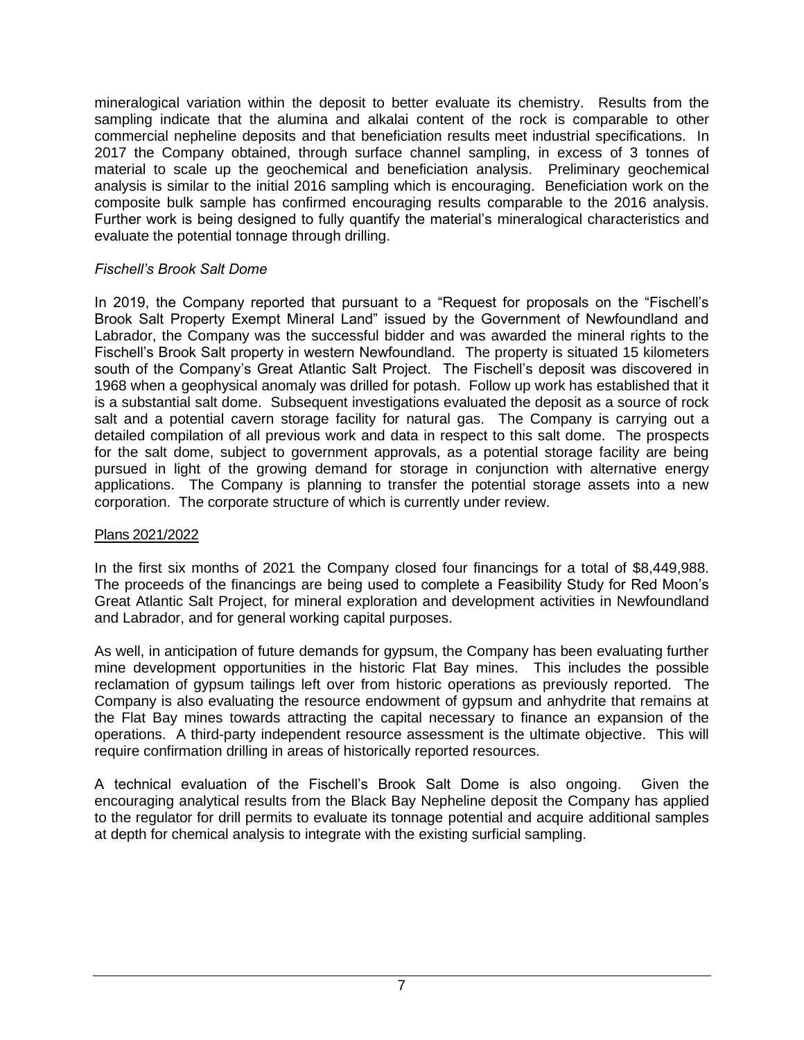mineralogical variation within the deposit to better evaluate its chemistry. Results from the sampling indicate that the alumina and alkalai content of the rock is comparable to other commercial nepheline deposits and that beneficiation results meet industrial specifications. In 2017 the Company obtained, through surface channel sampling, in excess of 3 tonnes of material to scale up the geochemical and beneficiation analysis. Preliminary geochemical analysis is similar to the initial 2016 sampling which is encouraging. Beneficiation work on the composite bulk sample has confirmed encouraging results comparable to the 2016 analysis. Further work is being designed to fully quantify the material's mineralogical characteristics and evaluate the potential tonnage through drilling.

*Fischell's Brook Salt Dome*

In 2019, the Company reported that pursuant to a "Request for proposals on the "Fischell's Brook Salt Property Exempt Mineral Land" issued by the Government of Newfoundland and Labrador, the Company was the successful bidder and was awarded the mineral rights to the Fischell's Brook Salt property in western Newfoundland. The property is situated 15 kilometers south of the Company's Great Atlantic Salt Project. The Fischell's deposit was discovered in 1968 when a geophysical anomaly was drilled for potash. Follow up work has established that it is a substantial salt dome. Subsequent investigations evaluated the deposit as a source of rock salt and a potential cavern storage facility for natural gas. The Company is carrying out a detailed compilation of all previous work and data in respect to this salt dome. The prospects for the salt dome, subject to government approvals, as a potential storage facility are being pursued in light of the growing demand for storage in conjunction with alternative energy applications. The Company is planning to transfer the potential storage assets into a new corporation. The corporate structure of which is currently under review.

Plans 2021/2022

In the first six months of 2021 the Company closed four financings for a total of $8,449,988. The proceeds of the financings are being used to complete a Feasibility Study for Red Moon's Great Atlantic Salt Project, for mineral exploration and development activities in Newfoundland and Labrador, and for general working capital purposes.

As well, in anticipation of future demands for gypsum, the Company has been evaluating further mine development opportunities in the historic Flat Bay mines. This includes the possible reclamation of gypsum tailings left over from historic operations as previously reported. The Company is also evaluating the resource endowment of gypsum and anhydrite that remains at the Flat Bay mines towards attracting the capital necessary to finance an expansion of the operations. A third-party independent resource assessment is the ultimate objective. This will require confirmation drilling in areas of historically reported resources.

A technical evaluation of the Fischell's Brook Salt Dome is also ongoing. Given the encouraging analytical results from the Black Bay Nepheline deposit the Company has applied to the regulator for drill permits to evaluate its tonnage potential and acquire additional samples at depth for chemical analysis to integrate with the existing surficial sampling.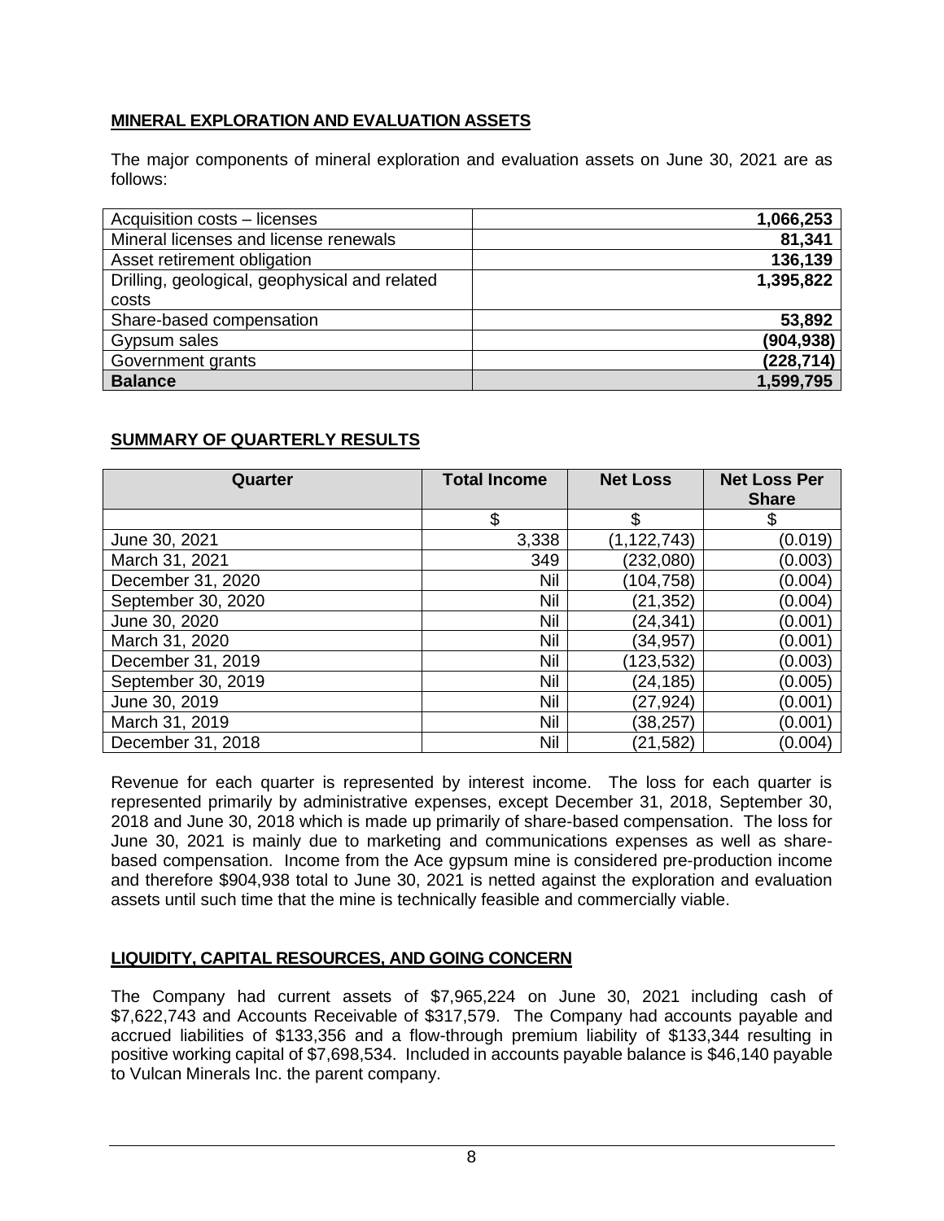## MINERAL EXPLORATION AND EVALUATION ASSETS

The major components of mineral exploration and evaluation assets on June 30, 2021 are as follows:

| | |
|---|---:|
| Acquisition costs – licenses | **1,066,253** |
| Mineral licenses and license renewals | **81,341** |
| Asset retirement obligation | **136,139** |
| Drilling, geological, geophysical and related costs | **1,395,822** |
| Share-based compensation | **53,892** |
| Gypsum sales | **(904,938)** |
| Government grants | **(228,714)** |
| **Balance** | **1,599,795** |

## SUMMARY OF QUARTERLY RESULTS

| Quarter | Total Income | Net Loss | Net Loss Per Share |
|---|---:|---:|---:|
| | $ | $ | $ |
| June 30, 2021 | 3,338 | (1,122,743) | (0.019) |
| March 31, 2021 | 349 | (232,080) | (0.003) |
| December 31, 2020 | Nil | (104,758) | (0.004) |
| September 30, 2020 | Nil | (21,352) | (0.004) |
| June 30, 2020 | Nil | (24,341) | (0.001) |
| March 31, 2020 | Nil | (34,957) | (0.001) |
| December 31, 2019 | Nil | (123,532) | (0.003) |
| September 30, 2019 | Nil | (24,185) | (0.005) |
| June 30, 2019 | Nil | (27,924) | (0.001) |
| March 31, 2019 | Nil | (38,257) | (0.001) |
| December 31, 2018 | Nil | (21,582) | (0.004) |

Revenue for each quarter is represented by interest income. The loss for each quarter is represented primarily by administrative expenses, except December 31, 2018, September 30, 2018 and June 30, 2018 which is made up primarily of share-based compensation. The loss for June 30, 2021 is mainly due to marketing and communications expenses as well as share-based compensation. Income from the Ace gypsum mine is considered pre-production income and therefore $904,938 total to June 30, 2021 is netted against the exploration and evaluation assets until such time that the mine is technically feasible and commercially viable.

## LIQUIDITY, CAPITAL RESOURCES, AND GOING CONCERN

The Company had current assets of $7,965,224 on June 30, 2021 including cash of $7,622,743 and Accounts Receivable of $317,579. The Company had accounts payable and accrued liabilities of $133,356 and a flow-through premium liability of $133,344 resulting in positive working capital of $7,698,534. Included in accounts payable balance is $46,140 payable to Vulcan Minerals Inc. the parent company.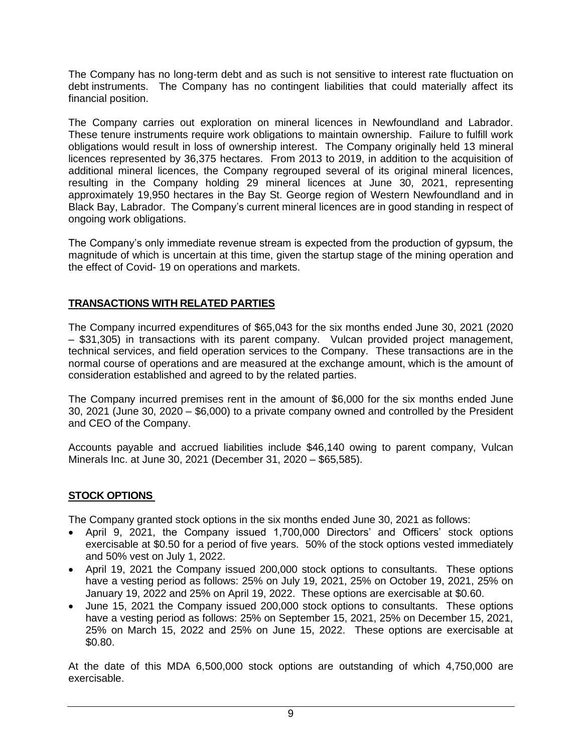The Company has no long-term debt and as such is not sensitive to interest rate fluctuation on debt instruments. The Company has no contingent liabilities that could materially affect its financial position.

The Company carries out exploration on mineral licences in Newfoundland and Labrador. These tenure instruments require work obligations to maintain ownership. Failure to fulfill work obligations would result in loss of ownership interest. The Company originally held 13 mineral licences represented by 36,375 hectares. From 2013 to 2019, in addition to the acquisition of additional mineral licences, the Company regrouped several of its original mineral licences, resulting in the Company holding 29 mineral licences at June 30, 2021, representing approximately 19,950 hectares in the Bay St. George region of Western Newfoundland and in Black Bay, Labrador. The Company's current mineral licences are in good standing in respect of ongoing work obligations.

The Company's only immediate revenue stream is expected from the production of gypsum, the magnitude of which is uncertain at this time, given the startup stage of the mining operation and the effect of Covid- 19 on operations and markets.

## TRANSACTIONS WITH RELATED PARTIES

The Company incurred expenditures of $65,043 for the six months ended June 30, 2021 (2020 – $31,305) in transactions with its parent company. Vulcan provided project management, technical services, and field operation services to the Company. These transactions are in the normal course of operations and are measured at the exchange amount, which is the amount of consideration established and agreed to by the related parties.

The Company incurred premises rent in the amount of $6,000 for the six months ended June 30, 2021 (June 30, 2020 – $6,000) to a private company owned and controlled by the President and CEO of the Company.

Accounts payable and accrued liabilities include $46,140 owing to parent company, Vulcan Minerals Inc. at June 30, 2021 (December 31, 2020 – $65,585).

## STOCK OPTIONS

The Company granted stock options in the six months ended June 30, 2021 as follows:

- April 9, 2021, the Company issued 1,700,000 Directors' and Officers' stock options exercisable at $0.50 for a period of five years. 50% of the stock options vested immediately and 50% vest on July 1, 2022.
- April 19, 2021 the Company issued 200,000 stock options to consultants. These options have a vesting period as follows: 25% on July 19, 2021, 25% on October 19, 2021, 25% on January 19, 2022 and 25% on April 19, 2022. These options are exercisable at $0.60.
- June 15, 2021 the Company issued 200,000 stock options to consultants. These options have a vesting period as follows: 25% on September 15, 2021, 25% on December 15, 2021, 25% on March 15, 2022 and 25% on June 15, 2022. These options are exercisable at $0.80.

At the date of this MDA 6,500,000 stock options are outstanding of which 4,750,000 are exercisable.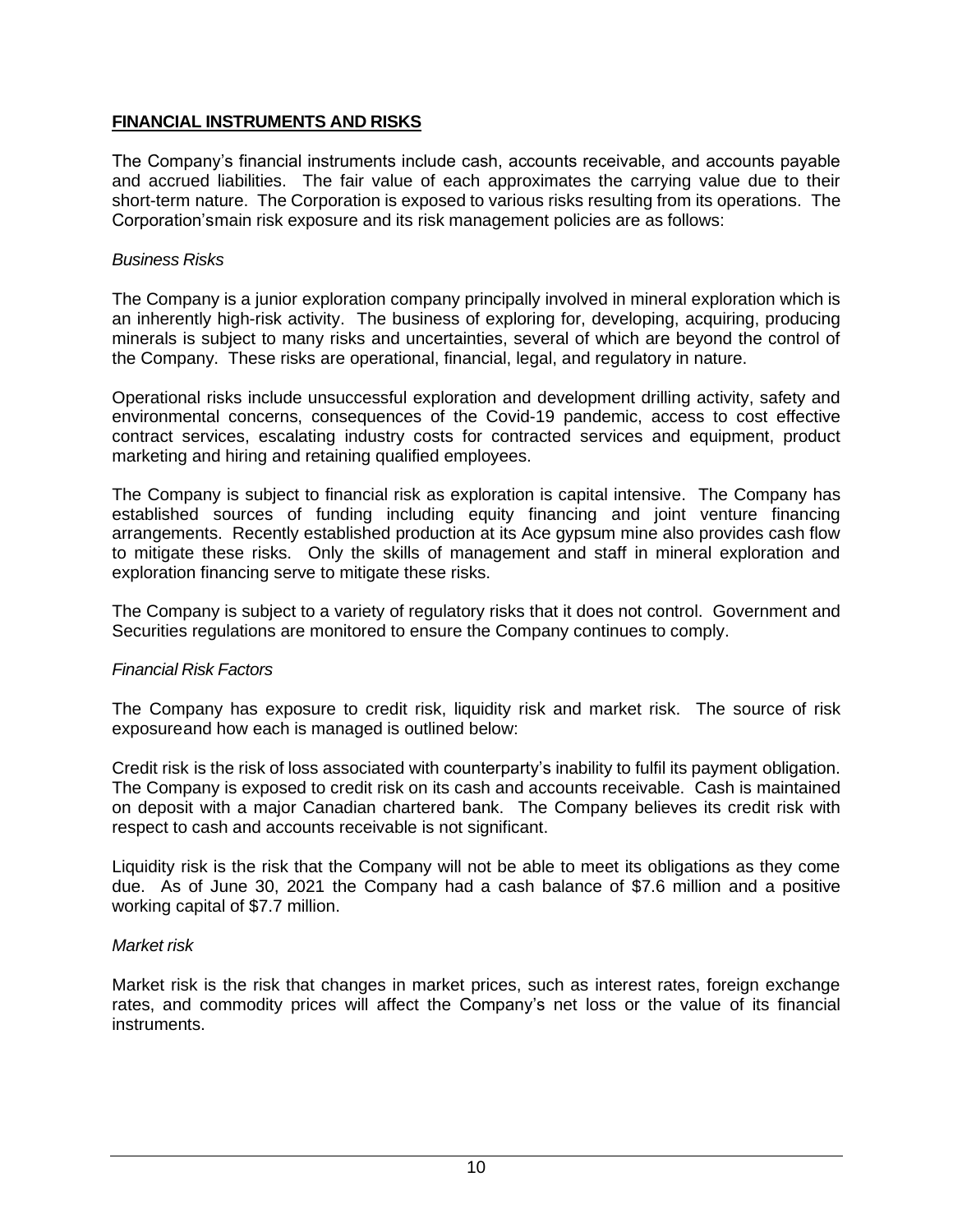## FINANCIAL INSTRUMENTS AND RISKS

The Company's financial instruments include cash, accounts receivable, and accounts payable and accrued liabilities. The fair value of each approximates the carrying value due to their short-term nature. The Corporation is exposed to various risks resulting from its operations. The Corporation'smain risk exposure and its risk management policies are as follows:

*Business Risks*

The Company is a junior exploration company principally involved in mineral exploration which is an inherently high-risk activity. The business of exploring for, developing, acquiring, producing minerals is subject to many risks and uncertainties, several of which are beyond the control of the Company. These risks are operational, financial, legal, and regulatory in nature.

Operational risks include unsuccessful exploration and development drilling activity, safety and environmental concerns, consequences of the Covid-19 pandemic, access to cost effective contract services, escalating industry costs for contracted services and equipment, product marketing and hiring and retaining qualified employees.

The Company is subject to financial risk as exploration is capital intensive. The Company has established sources of funding including equity financing and joint venture financing arrangements. Recently established production at its Ace gypsum mine also provides cash flow to mitigate these risks. Only the skills of management and staff in mineral exploration and exploration financing serve to mitigate these risks.

The Company is subject to a variety of regulatory risks that it does not control. Government and Securities regulations are monitored to ensure the Company continues to comply.

*Financial Risk Factors*

The Company has exposure to credit risk, liquidity risk and market risk. The source of risk exposureand how each is managed is outlined below:

Credit risk is the risk of loss associated with counterparty's inability to fulfil its payment obligation. The Company is exposed to credit risk on its cash and accounts receivable. Cash is maintained on deposit with a major Canadian chartered bank. The Company believes its credit risk with respect to cash and accounts receivable is not significant.

Liquidity risk is the risk that the Company will not be able to meet its obligations as they come due. As of June 30, 2021 the Company had a cash balance of $7.6 million and a positive working capital of $7.7 million.

*Market risk*

Market risk is the risk that changes in market prices, such as interest rates, foreign exchange rates, and commodity prices will affect the Company's net loss or the value of its financial instruments.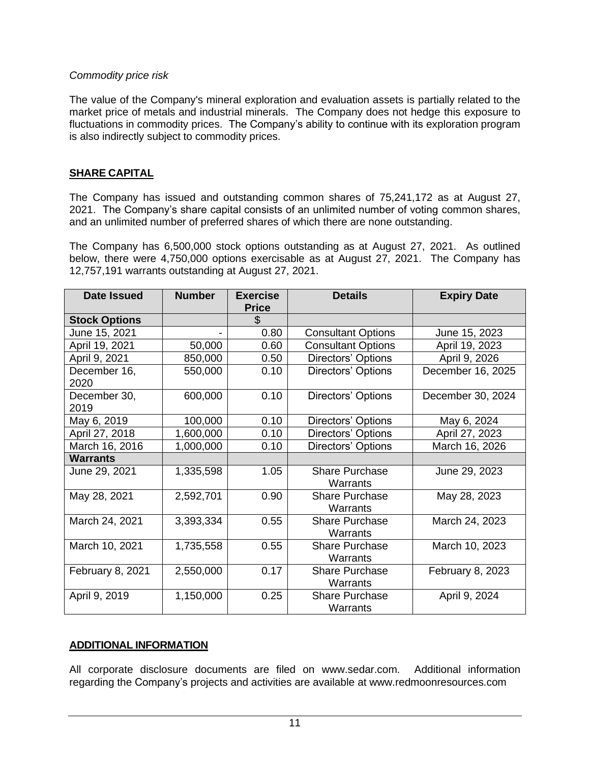*Commodity price risk*

The value of the Company's mineral exploration and evaluation assets is partially related to the market price of metals and industrial minerals. The Company does not hedge this exposure to fluctuations in commodity prices. The Company's ability to continue with its exploration program is also indirectly subject to commodity prices.

## SHARE CAPITAL

The Company has issued and outstanding common shares of 75,241,172 as at August 27, 2021. The Company's share capital consists of an unlimited number of voting common shares, and an unlimited number of preferred shares of which there are none outstanding.

The Company has 6,500,000 stock options outstanding as at August 27, 2021. As outlined below, there were 4,750,000 options exercisable as at August 27, 2021. The Company has 12,757,191 warrants outstanding at August 27, 2021.

| Date Issued | Number | Exercise Price | Details | Expiry Date |
|---|---|---|---|---|
| **Stock Options** | | $ | | |
| June 15, 2021 | - | 0.80 | Consultant Options | June 15, 2023 |
| April 19, 2021 | 50,000 | 0.60 | Consultant Options | April 19, 2023 |
| April 9, 2021 | 850,000 | 0.50 | Directors' Options | April 9, 2026 |
| December 16, 2020 | 550,000 | 0.10 | Directors' Options | December 16, 2025 |
| December 30, 2019 | 600,000 | 0.10 | Directors' Options | December 30, 2024 |
| May 6, 2019 | 100,000 | 0.10 | Directors' Options | May 6, 2024 |
| April 27, 2018 | 1,600,000 | 0.10 | Directors' Options | April 27, 2023 |
| March 16, 2016 | 1,000,000 | 0.10 | Directors' Options | March 16, 2026 |
| **Warrants** | | | | |
| June 29, 2021 | 1,335,598 | 1.05 | Share Purchase Warrants | June 29, 2023 |
| May 28, 2021 | 2,592,701 | 0.90 | Share Purchase Warrants | May 28, 2023 |
| March 24, 2021 | 3,393,334 | 0.55 | Share Purchase Warrants | March 24, 2023 |
| March 10, 2021 | 1,735,558 | 0.55 | Share Purchase Warrants | March 10, 2023 |
| February 8, 2021 | 2,550,000 | 0.17 | Share Purchase Warrants | February 8, 2023 |
| April 9, 2019 | 1,150,000 | 0.25 | Share Purchase Warrants | April 9, 2024 |

## ADDITIONAL INFORMATION

All corporate disclosure documents are filed on www.sedar.com. Additional information regarding the Company's projects and activities are available at www.redmoonresources.com